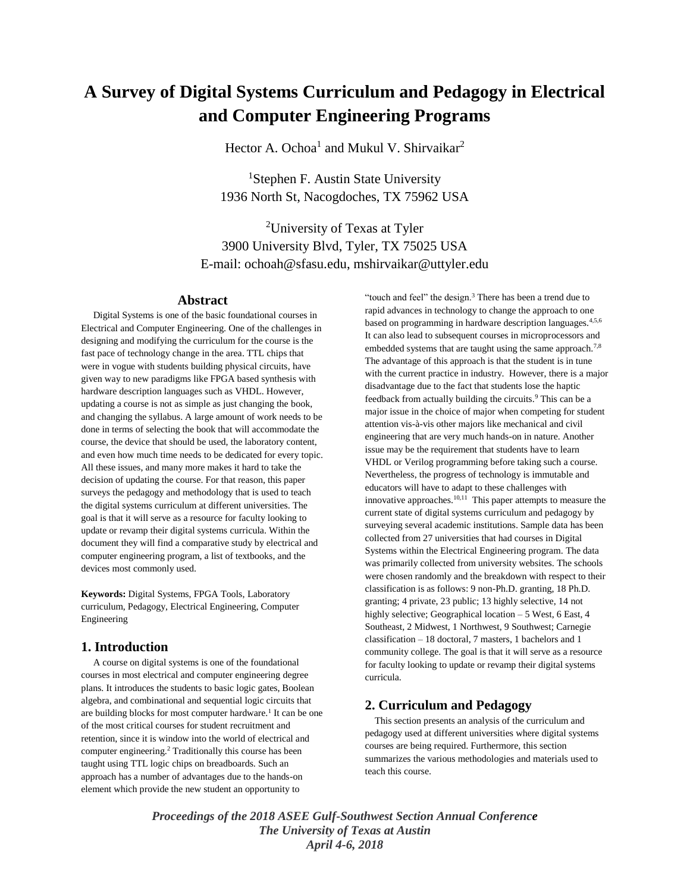# A Survey of Digital Systems Curriculum and Pedagogy in Electrical and Computer Engineering Programs

Hector A. Ochoa[1] and Mukul V. Shirvaikar[2]

[1]Stephen F. Austin State University
1936 North St, Nacogdoches, TX 75962 USA

[2]University of Texas at Tyler
3900 University Blvd, Tyler, TX 75025 USA
E-mail: ochoah@sfasu.edu, mshirvaikar@uttyler.edu

## Abstract

Digital Systems is one of the basic foundational courses in Electrical and Computer Engineering. One of the challenges in designing and modifying the curriculum for the course is the fast pace of technology change in the area. TTL chips that were in vogue with students building physical circuits, have given way to new paradigms like FPGA based synthesis with hardware description languages such as VHDL. However, updating a course is not as simple as just changing the book, and changing the syllabus. A large amount of work needs to be done in terms of selecting the book that will accommodate the course, the device that should be used, the laboratory content, and even how much time needs to be dedicated for every topic. All these issues, and many more makes it hard to take the decision of updating the course. For that reason, this paper surveys the pedagogy and methodology that is used to teach the digital systems curriculum at different universities. The goal is that it will serve as a resource for faculty looking to update or revamp their digital systems curricula. Within the document they will find a comparative study by electrical and computer engineering program, a list of textbooks, and the devices most commonly used.

**Keywords:** Digital Systems, FPGA Tools, Laboratory curriculum, Pedagogy, Electrical Engineering, Computer Engineering

## 1. Introduction

A course on digital systems is one of the foundational courses in most electrical and computer engineering degree plans. It introduces the students to basic logic gates, Boolean algebra, and combinational and sequential logic circuits that are building blocks for most computer hardware.[1] It can be one of the most critical courses for student recruitment and retention, since it is window into the world of electrical and computer engineering.[2] Traditionally this course has been taught using TTL logic chips on breadboards. Such an approach has a number of advantages due to the hands-on element which provide the new student an opportunity to "touch and feel" the design.[3] There has been a trend due to rapid advances in technology to change the approach to one based on programming in hardware description languages.[4,5,6] It can also lead to subsequent courses in microprocessors and embedded systems that are taught using the same approach.[7,8] The advantage of this approach is that the student is in tune with the current practice in industry. However, there is a major disadvantage due to the fact that students lose the haptic feedback from actually building the circuits.[9] This can be a major issue in the choice of major when competing for student attention vis-à-vis other majors like mechanical and civil engineering that are very much hands-on in nature. Another issue may be the requirement that students have to learn VHDL or Verilog programming before taking such a course. Nevertheless, the progress of technology is immutable and educators will have to adapt to these challenges with innovative approaches.[10,11] This paper attempts to measure the current state of digital systems curriculum and pedagogy by surveying several academic institutions. Sample data has been collected from 27 universities that had courses in Digital Systems within the Electrical Engineering program. The data was primarily collected from university websites. The schools were chosen randomly and the breakdown with respect to their classification is as follows: 9 non-Ph.D. granting, 18 Ph.D. granting; 4 private, 23 public; 13 highly selective, 14 not highly selective; Geographical location – 5 West, 6 East, 4 Southeast, 2 Midwest, 1 Northwest, 9 Southwest; Carnegie classification – 18 doctoral, 7 masters, 1 bachelors and 1 community college. The goal is that it will serve as a resource for faculty looking to update or revamp their digital systems curricula.

## 2. Curriculum and Pedagogy

This section presents an analysis of the curriculum and pedagogy used at different universities where digital systems courses are being required. Furthermore, this section summarizes the various methodologies and materials used to teach this course.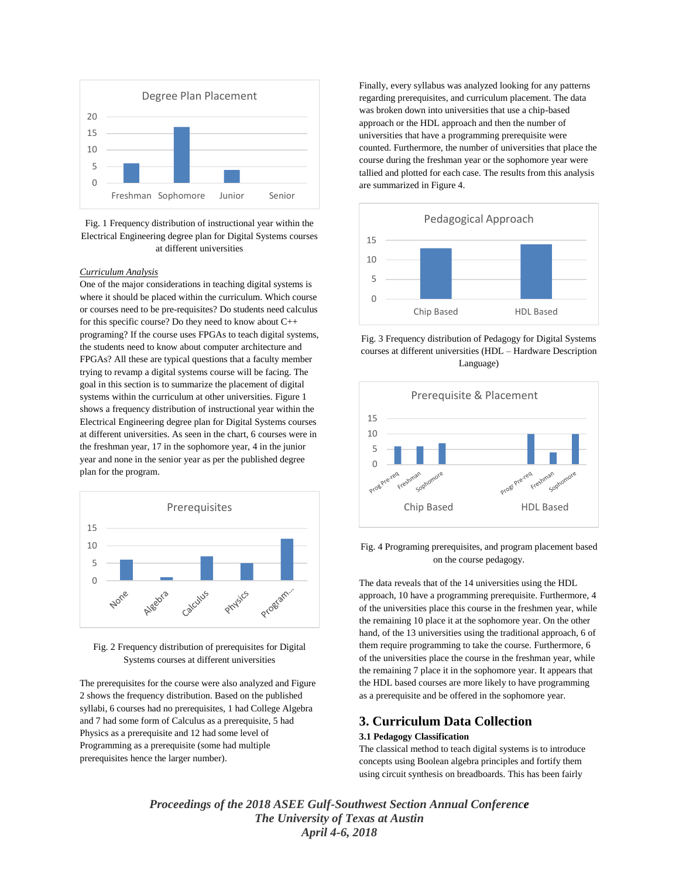Fig. 1 Frequency distribution of instructional year within the Electrical Engineering degree plan for Digital Systems courses at different universities

*Curriculum Analysis*

One of the major considerations in teaching digital systems is where it should be placed within the curriculum. Which course or courses need to be pre-requisites? Do students need calculus for this specific course? Do they need to know about C++ programing? If the course uses FPGAs to teach digital systems, the students need to know about computer architecture and FPGAs? All these are typical questions that a faculty member trying to revamp a digital systems course will be facing. The goal in this section is to summarize the placement of digital systems within the curriculum at other universities. Figure 1 shows a frequency distribution of instructional year within the Electrical Engineering degree plan for Digital Systems courses at different universities. As seen in the chart, 6 courses were in the freshman year, 17 in the sophomore year, 4 in the junior year and none in the senior year as per the published degree plan for the program.

Fig. 2 Frequency distribution of prerequisites for Digital Systems courses at different universities

The prerequisites for the course were also analyzed and Figure 2 shows the frequency distribution. Based on the published syllabi, 6 courses had no prerequisites, 1 had College Algebra and 7 had some form of Calculus as a prerequisite, 5 had Physics as a prerequisite and 12 had some level of Programming as a prerequisite (some had multiple prerequisites hence the larger number).

Finally, every syllabus was analyzed looking for any patterns regarding prerequisites, and curriculum placement. The data was broken down into universities that use a chip-based approach or the HDL approach and then the number of universities that have a programming prerequisite were counted. Furthermore, the number of universities that place the course during the freshman year or the sophomore year were tallied and plotted for each case. The results from this analysis are summarized in Figure 4.

Fig. 3 Frequency distribution of Pedagogy for Digital Systems courses at different universities (HDL – Hardware Description Language)

Fig. 4 Programing prerequisites, and program placement based on the course pedagogy.

The data reveals that of the 14 universities using the HDL approach, 10 have a programming prerequisite. Furthermore, 4 of the universities place this course in the freshmen year, while the remaining 10 place it at the sophomore year. On the other hand, of the 13 universities using the traditional approach, 6 of them require programming to take the course. Furthermore, 6 of the universities place the course in the freshman year, while the remaining 7 place it in the sophomore year. It appears that the HDL based courses are more likely to have programming as a prerequisite and be offered in the sophomore year.

## 3. Curriculum Data Collection

### 3.1 Pedagogy Classification

The classical method to teach digital systems is to introduce concepts using Boolean algebra principles and fortify them using circuit synthesis on breadboards. This has been fairly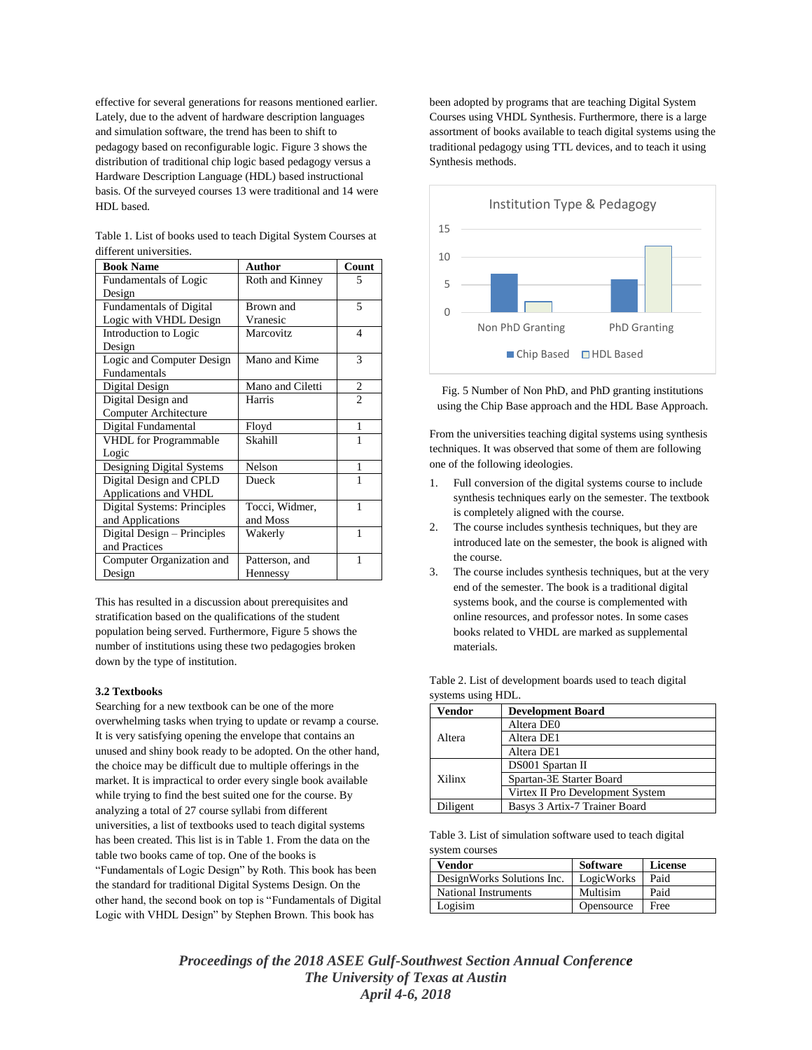effective for several generations for reasons mentioned earlier. Lately, due to the advent of hardware description languages and simulation software, the trend has been to shift to pedagogy based on reconfigurable logic. Figure 3 shows the distribution of traditional chip logic based pedagogy versus a Hardware Description Language (HDL) based instructional basis. Of the surveyed courses 13 were traditional and 14 were HDL based.

Table 1. List of books used to teach Digital System Courses at different universities.

| Book Name | Author | Count |
|---|---|---|
| Fundamentals of Logic Design | Roth and Kinney | 5 |
| Fundamentals of Digital Logic with VHDL Design | Brown and Vranesic | 5 |
| Introduction to Logic Design | Marcovitz | 4 |
| Logic and Computer Design Fundamentals | Mano and Kime | 3 |
| Digital Design | Mano and Ciletti | 2 |
| Digital Design and Computer Architecture | Harris | 2 |
| Digital Fundamental | Floyd | 1 |
| VHDL for Programmable Logic | Skahill | 1 |
| Designing Digital Systems | Nelson | 1 |
| Digital Design and CPLD Applications and VHDL | Dueck | 1 |
| Digital Systems: Principles and Applications | Tocci, Widmer, and Moss | 1 |
| Digital Design – Principles and Practices | Wakerly | 1 |
| Computer Organization and Design | Patterson, and Hennessy | 1 |

This has resulted in a discussion about prerequisites and stratification based on the qualifications of the student population being served. Furthermore, Figure 5 shows the number of institutions using these two pedagogies broken down by the type of institution.

### 3.2 Textbooks

Searching for a new textbook can be one of the more overwhelming tasks when trying to update or revamp a course. It is very satisfying opening the envelope that contains an unused and shiny book ready to be adopted. On the other hand, the choice may be difficult due to multiple offerings in the market. It is impractical to order every single book available while trying to find the best suited one for the course. By analyzing a total of 27 course syllabi from different universities, a list of textbooks used to teach digital systems has been created. This list is in Table 1. From the data on the table two books came of top. One of the books is "Fundamentals of Logic Design" by Roth. This book has been the standard for traditional Digital Systems Design. On the other hand, the second book on top is "Fundamentals of Digital Logic with VHDL Design" by Stephen Brown. This book has been adopted by programs that are teaching Digital System Courses using VHDL Synthesis. Furthermore, there is a large assortment of books available to teach digital systems using the traditional pedagogy using TTL devices, and to teach it using Synthesis methods.

Fig. 5 Number of Non PhD, and PhD granting institutions using the Chip Base approach and the HDL Base Approach.

From the universities teaching digital systems using synthesis techniques. It was observed that some of them are following one of the following ideologies.

1. Full conversion of the digital systems course to include synthesis techniques early on the semester. The textbook is completely aligned with the course.
2. The course includes synthesis techniques, but they are introduced late on the semester, the book is aligned with the course.
3. The course includes synthesis techniques, but at the very end of the semester. The book is a traditional digital systems book, and the course is complemented with online resources, and professor notes. In some cases books related to VHDL are marked as supplemental materials.

Table 2. List of development boards used to teach digital systems using HDL.

| Vendor | Development Board |
|---|---|
| Altera | Altera DE0 |
| | Altera DE1 |
| | Altera DE1 |
| Xilinx | DS001 Spartan II |
| | Spartan-3E Starter Board |
| | Virtex II Pro Development System |
| Diligent | Basys 3 Artix-7 Trainer Board |

Table 3. List of simulation software used to teach digital system courses

| Vendor | Software | License |
|---|---|---|
| DesignWorks Solutions Inc. | LogicWorks | Paid |
| National Instruments | Multisim | Paid |
| Logisim | Opensource | Free |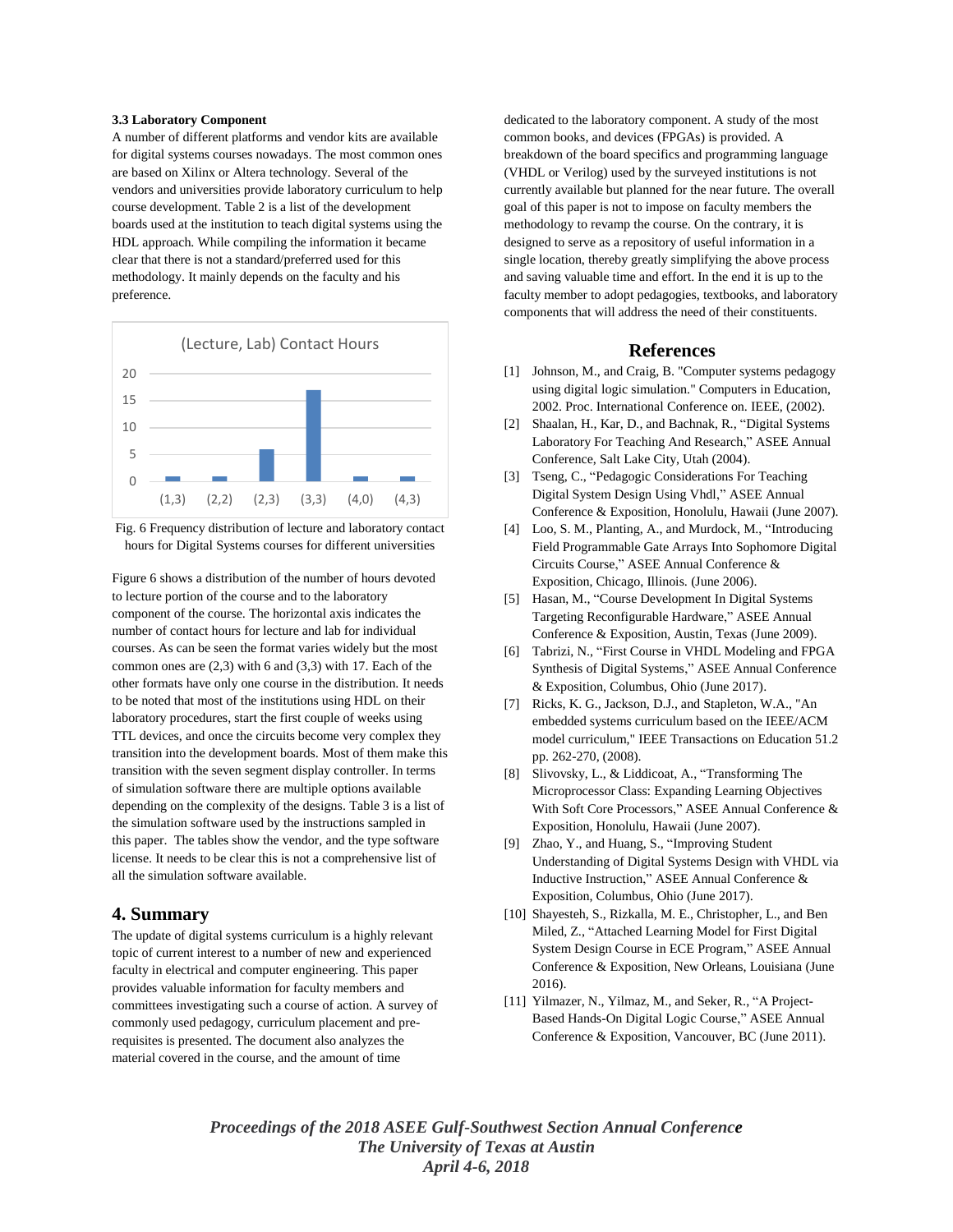### 3.3 Laboratory Component

A number of different platforms and vendor kits are available for digital systems courses nowadays. The most common ones are based on Xilinx or Altera technology. Several of the vendors and universities provide laboratory curriculum to help course development. Table 2 is a list of the development boards used at the institution to teach digital systems using the HDL approach. While compiling the information it became clear that there is not a standard/preferred used for this methodology. It mainly depends on the faculty and his preference.

(Lecture, Lab) Contact Hours

20
15
10
5
0

(1,3) (2,2) (2,3) (3,3) (4,0) (4,3)

Fig. 6 Frequency distribution of lecture and laboratory contact hours for Digital Systems courses for different universities

Figure 6 shows a distribution of the number of hours devoted to lecture portion of the course and to the laboratory component of the course. The horizontal axis indicates the number of contact hours for lecture and lab for individual courses. As can be seen the format varies widely but the most common ones are (2,3) with 6 and (3,3) with 17. Each of the other formats have only one course in the distribution. It needs to be noted that most of the institutions using HDL on their laboratory procedures, start the first couple of weeks using TTL devices, and once the circuits become very complex they transition into the development boards. Most of them make this transition with the seven segment display controller. In terms of simulation software there are multiple options available depending on the complexity of the designs. Table 3 is a list of the simulation software used by the instructions sampled in this paper. The tables show the vendor, and the type software license. It needs to be clear this is not a comprehensive list of all the simulation software available.

## 4. Summary

The update of digital systems curriculum is a highly relevant topic of current interest to a number of new and experienced faculty in electrical and computer engineering. This paper provides valuable information for faculty members and committees investigating such a course of action. A survey of commonly used pedagogy, curriculum placement and pre-requisites is presented. The document also analyzes the material covered in the course, and the amount of time dedicated to the laboratory component. A study of the most common books, and devices (FPGAs) is provided. A breakdown of the board specifics and programming language (VHDL or Verilog) used by the surveyed institutions is not currently available but planned for the near future. The overall goal of this paper is not to impose on faculty members the methodology to revamp the course. On the contrary, it is designed to serve as a repository of useful information in a single location, thereby greatly simplifying the above process and saving valuable time and effort. In the end it is up to the faculty member to adopt pedagogies, textbooks, and laboratory components that will address the need of their constituents.

## References

[1] Johnson, M., and Craig, B. "Computer systems pedagogy using digital logic simulation." Computers in Education, 2002. Proc. International Conference on. IEEE, (2002).

[2] Shaalan, H., Kar, D., and Bachnak, R., "Digital Systems Laboratory For Teaching And Research," ASEE Annual Conference, Salt Lake City, Utah (2004).

[3] Tseng, C., "Pedagogic Considerations For Teaching Digital System Design Using Vhdl," ASEE Annual Conference & Exposition, Honolulu, Hawaii (June 2007).

[4] Loo, S. M., Planting, A., and Murdock, M., "Introducing Field Programmable Gate Arrays Into Sophomore Digital Circuits Course," ASEE Annual Conference & Exposition, Chicago, Illinois. (June 2006).

[5] Hasan, M., "Course Development In Digital Systems Targeting Reconfigurable Hardware," ASEE Annual Conference & Exposition, Austin, Texas (June 2009).

[6] Tabrizi, N., "First Course in VHDL Modeling and FPGA Synthesis of Digital Systems," ASEE Annual Conference & Exposition, Columbus, Ohio (June 2017).

[7] Ricks, K. G., Jackson, D.J., and Stapleton, W.A., "An embedded systems curriculum based on the IEEE/ACM model curriculum," IEEE Transactions on Education 51.2 pp. 262-270, (2008).

[8] Slivovsky, L., & Liddicoat, A., "Transforming The Microprocessor Class: Expanding Learning Objectives With Soft Core Processors," ASEE Annual Conference & Exposition, Honolulu, Hawaii (June 2007).

[9] Zhao, Y., and Huang, S., "Improving Student Understanding of Digital Systems Design with VHDL via Inductive Instruction," ASEE Annual Conference & Exposition, Columbus, Ohio (June 2017).

[10] Shayesteh, S., Rizkalla, M. E., Christopher, L., and Ben Miled, Z., "Attached Learning Model for First Digital System Design Course in ECE Program," ASEE Annual Conference & Exposition, New Orleans, Louisiana (June 2016).

[11] Yilmazer, N., Yilmaz, M., and Seker, R., "A Project-Based Hands-On Digital Logic Course," ASEE Annual Conference & Exposition, Vancouver, BC (June 2011).